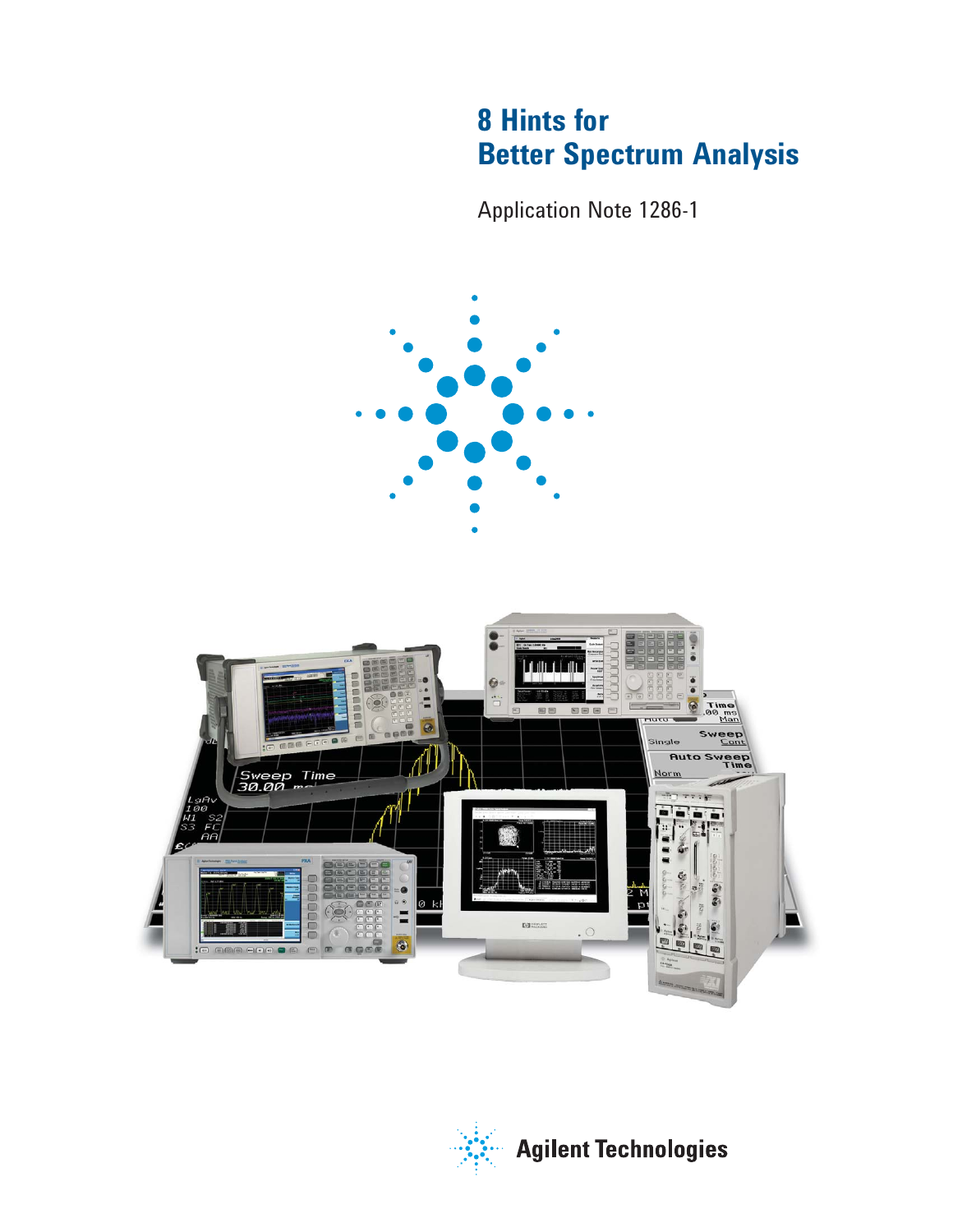# 8 Hints for Better Spectrum Analysis

Application Note 1286-1

Agilent Technologies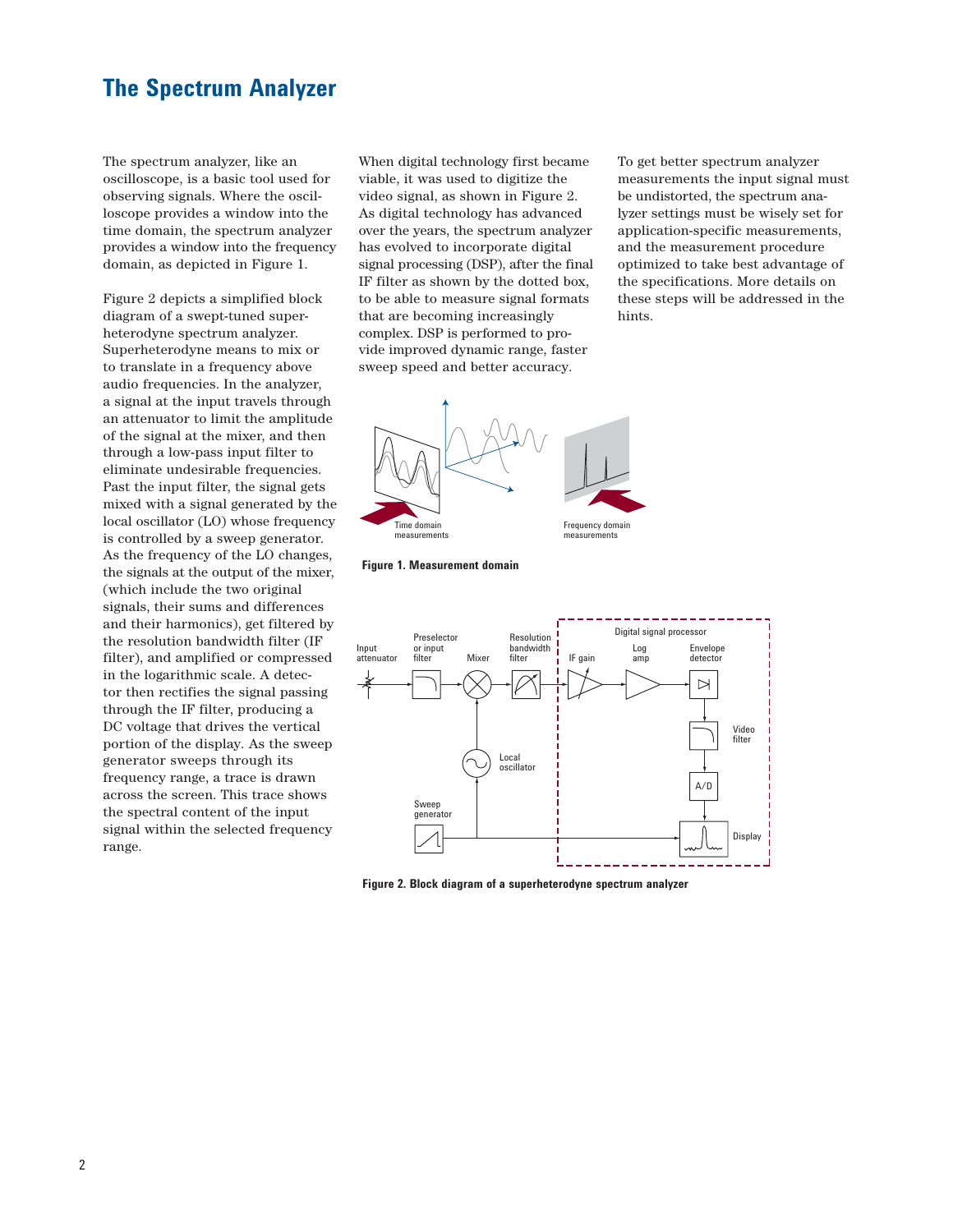# The Spectrum Analyzer

The spectrum analyzer, like an oscilloscope, is a basic tool used for observing signals. Where the oscilloscope provides a window into the time domain, the spectrum analyzer provides a window into the frequency domain, as depicted in Figure 1.

Figure 2 depicts a simplified block diagram of a swept-tuned superheterodyne spectrum analyzer. Superheterodyne means to mix or to translate in a frequency above audio frequencies. In the analyzer, a signal at the input travels through an attenuator to limit the amplitude of the signal at the mixer, and then through a low-pass input filter to eliminate undesirable frequencies. Past the input filter, the signal gets mixed with a signal generated by the local oscillator (LO) whose frequency is controlled by a sweep generator. As the frequency of the LO changes, the signals at the output of the mixer, (which include the two original signals, their sums and differences and their harmonics), get filtered by the resolution bandwidth filter (IF filter), and amplified or compressed in the logarithmic scale. A detector then rectifies the signal passing through the IF filter, producing a DC voltage that drives the vertical portion of the display. As the sweep generator sweeps through its frequency range, a trace is drawn across the screen. This trace shows the spectral content of the input signal within the selected frequency range.

When digital technology first became viable, it was used to digitize the video signal, as shown in Figure 2. As digital technology has advanced over the years, the spectrum analyzer has evolved to incorporate digital signal processing (DSP), after the final IF filter as shown by the dotted box, to be able to measure signal formats that are becoming increasingly complex. DSP is performed to provide improved dynamic range, faster sweep speed and better accuracy.

To get better spectrum analyzer measurements the input signal must be undistorted, the spectrum analyzer settings must be wisely set for application-specific measurements, and the measurement procedure optimized to take best advantage of the specifications. More details on these steps will be addressed in the hints.

Time domain measurements

Frequency domain measurements

**Figure 1. Measurement domain**

Input attenuator — Preselector or input filter — Mixer — Resolution bandwidth filter — Digital signal processor: IF gain — Log amp — Envelope detector — Video filter — A/D — Display; Local oscillator; Sweep generator

**Figure 2. Block diagram of a superheterodyne spectrum analyzer**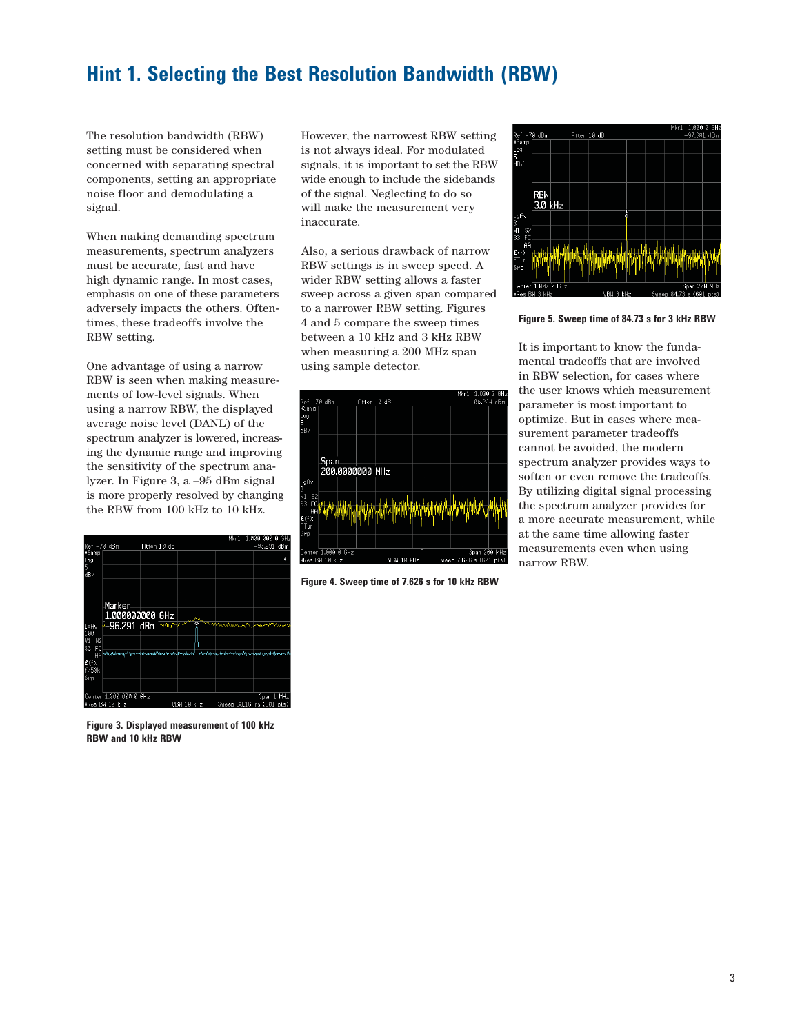# Hint 1. Selecting the Best Resolution Bandwidth (RBW)

The resolution bandwidth (RBW) setting must be considered when concerned with separating spectral components, setting an appropriate noise floor and demodulating a signal.

When making demanding spectrum measurements, spectrum analyzers must be accurate, fast and have high dynamic range. In most cases, emphasis on one of these parameters adversely impacts the others. Oftentimes, these tradeoffs involve the RBW setting.

One advantage of using a narrow RBW is seen when making measurements of low-level signals. When using a narrow RBW, the displayed average noise level (DANL) of the spectrum analyzer is lowered, increasing the dynamic range and improving the sensitivity of the spectrum analyzer. In Figure 3, a –95 dBm signal is more properly resolved by changing the RBW from 100 kHz to 10 kHz.

**Figure 3. Displayed measurement of 100 kHz RBW and 10 kHz RBW**

However, the narrowest RBW setting is not always ideal. For modulated signals, it is important to set the RBW wide enough to include the sidebands of the signal. Neglecting to do so will make the measurement very inaccurate.

Also, a serious drawback of narrow RBW settings is in sweep speed. A wider RBW setting allows a faster sweep across a given span compared to a narrower RBW setting. Figures 4 and 5 compare the sweep times between a 10 kHz and 3 kHz RBW when measuring a 200 MHz span using sample detector.

**Figure 4. Sweep time of 7.626 s for 10 kHz RBW**

**Figure 5. Sweep time of 84.73 s for 3 kHz RBW**

It is important to know the fundamental tradeoffs that are involved in RBW selection, for cases where the user knows which measurement parameter is most important to optimize. But in cases where measurement parameter tradeoffs cannot be avoided, the modern spectrum analyzer provides ways to soften or even remove the tradeoffs. By utilizing digital signal processing the spectrum analyzer provides for a more accurate measurement, while at the same time allowing faster measurements even when using narrow RBW.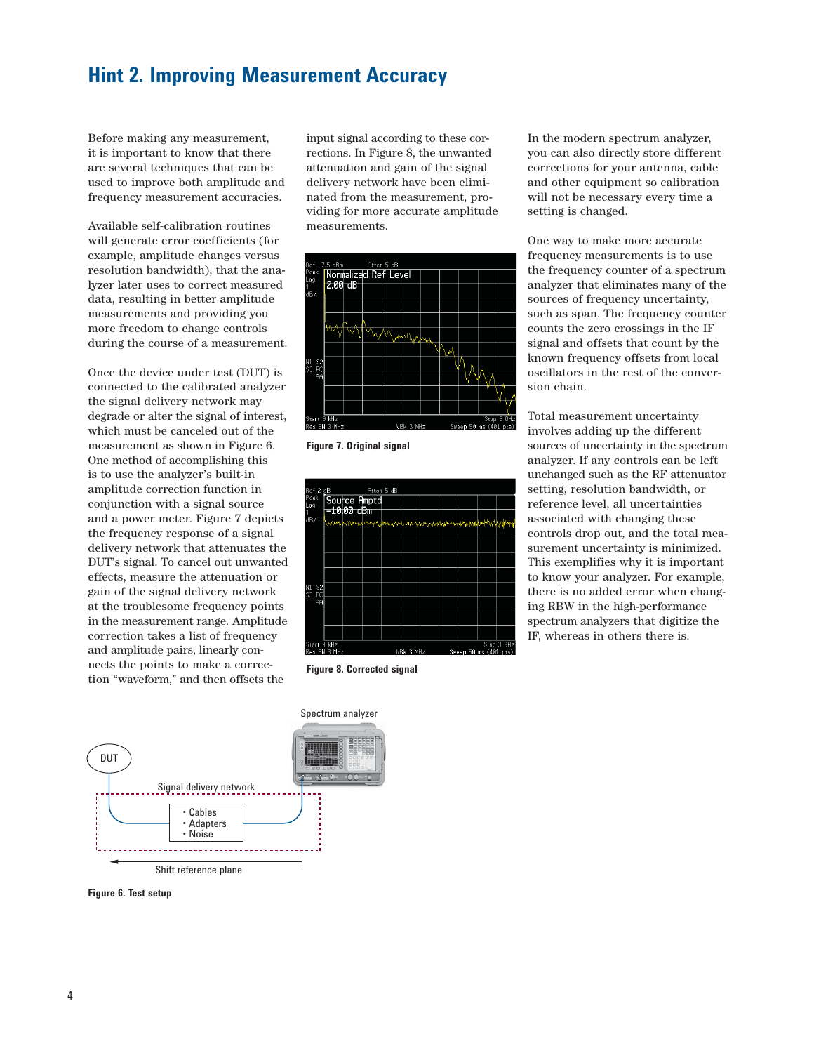# Hint 2. Improving Measurement Accuracy

Before making any measurement, it is important to know that there are several techniques that can be used to improve both amplitude and frequency measurement accuracies.

Available self-calibration routines will generate error coefficients (for example, amplitude changes versus resolution bandwidth), that the analyzer later uses to correct measured data, resulting in better amplitude measurements and providing you more freedom to change controls during the course of a measurement.

Once the device under test (DUT) is connected to the calibrated analyzer the signal delivery network may degrade or alter the signal of interest, which must be canceled out of the measurement as shown in Figure 6. One method of accomplishing this is to use the analyzer's built-in amplitude correction function in conjunction with a signal source and a power meter. Figure 7 depicts the frequency response of a signal delivery network that attenuates the DUT's signal. To cancel out unwanted effects, measure the attenuation or gain of the signal delivery network at the troublesome frequency points in the measurement range. Amplitude correction takes a list of frequency and amplitude pairs, linearly connects the points to make a correction "waveform," and then offsets the input signal according to these corrections. In Figure 8, the unwanted attenuation and gain of the signal delivery network have been eliminated from the measurement, providing for more accurate amplitude measurements.

**Figure 7. Original signal**

**Figure 8. Corrected signal**

In the modern spectrum analyzer, you can also directly store different corrections for your antenna, cable and other equipment so calibration will not be necessary every time a setting is changed.

One way to make more accurate frequency measurements is to use the frequency counter of a spectrum analyzer that eliminates many of the sources of frequency uncertainty, such as span. The frequency counter counts the zero crossings in the IF signal and offsets that count by the known frequency offsets from local oscillators in the rest of the conversion chain.

Total measurement uncertainty involves adding up the different sources of uncertainty in the spectrum analyzer. If any controls can be left unchanged such as the RF attenuator setting, resolution bandwidth, or reference level, all uncertainties associated with changing these controls drop out, and the total measurement uncertainty is minimized. This exemplifies why it is important to know your analyzer. For example, there is no added error when changing RBW in the high-performance spectrum analyzers that digitize the IF, whereas in others there is.

**Figure 6. Test setup**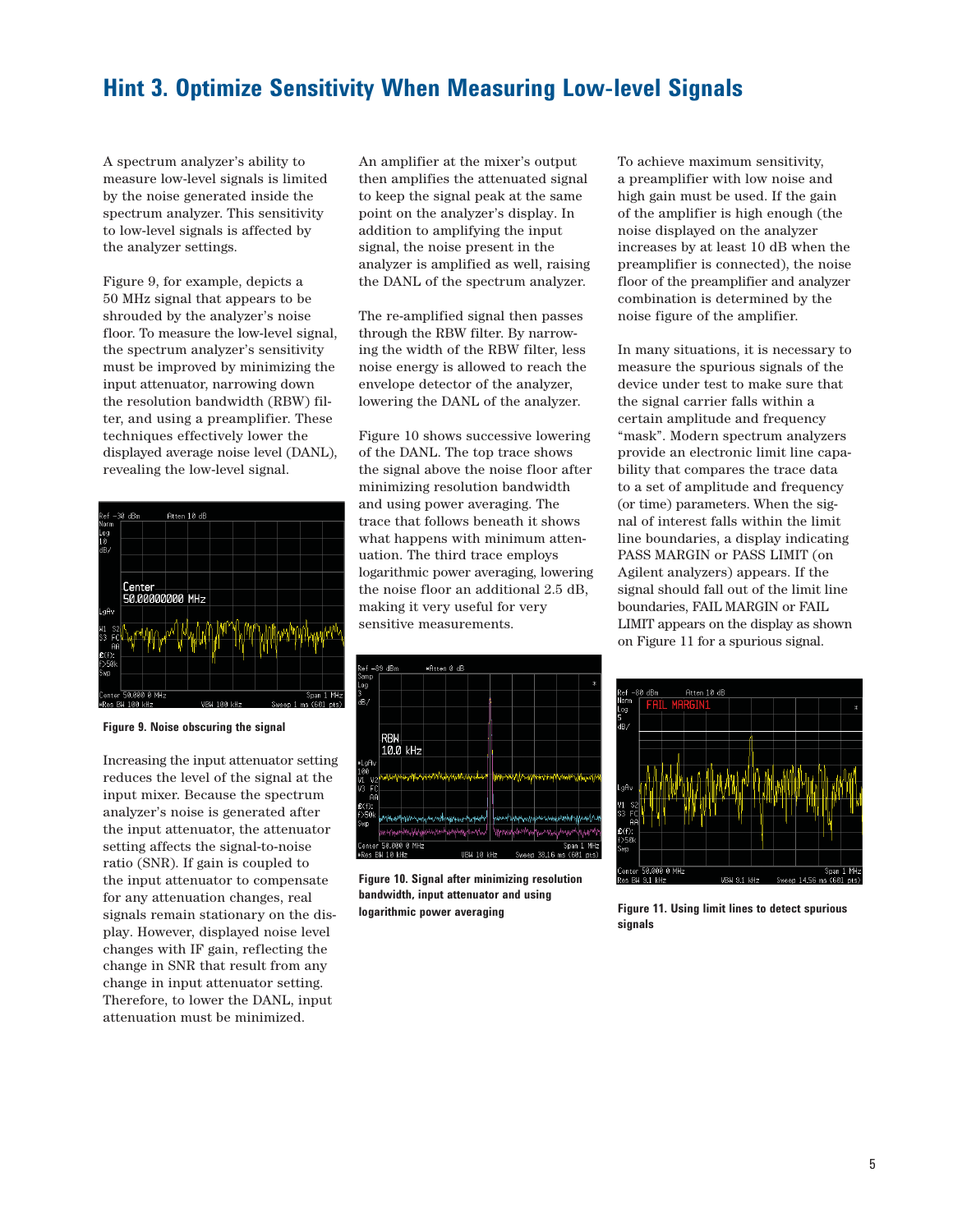## Hint 3. Optimize Sensitivity When Measuring Low-level Signals

A spectrum analyzer's ability to measure low-level signals is limited by the noise generated inside the spectrum analyzer. This sensitivity to low-level signals is affected by the analyzer settings.

Figure 9, for example, depicts a 50 MHz signal that appears to be shrouded by the analyzer's noise floor. To measure the low-level signal, the spectrum analyzer's sensitivity must be improved by minimizing the input attenuator, narrowing down the resolution bandwidth (RBW) filter, and using a preamplifier. These techniques effectively lower the displayed average noise level (DANL), revealing the low-level signal.

**Figure 9. Noise obscuring the signal**

Increasing the input attenuator setting reduces the level of the signal at the input mixer. Because the spectrum analyzer's noise is generated after the input attenuator, the attenuator setting affects the signal-to-noise ratio (SNR). If gain is coupled to the input attenuator to compensate for any attenuation changes, real signals remain stationary on the display. However, displayed noise level changes with IF gain, reflecting the change in SNR that result from any change in input attenuator setting. Therefore, to lower the DANL, input attenuation must be minimized.

An amplifier at the mixer's output then amplifies the attenuated signal to keep the signal peak at the same point on the analyzer's display. In addition to amplifying the input signal, the noise present in the analyzer is amplified as well, raising the DANL of the spectrum analyzer.

The re-amplified signal then passes through the RBW filter. By narrowing the width of the RBW filter, less noise energy is allowed to reach the envelope detector of the analyzer, lowering the DANL of the analyzer.

Figure 10 shows successive lowering of the DANL. The top trace shows the signal above the noise floor after minimizing resolution bandwidth and using power averaging. The trace that follows beneath it shows what happens with minimum attenuation. The third trace employs logarithmic power averaging, lowering the noise floor an additional 2.5 dB, making it very useful for very sensitive measurements.

**Figure 10. Signal after minimizing resolution bandwidth, input attenuator and using logarithmic power averaging**

To achieve maximum sensitivity, a preamplifier with low noise and high gain must be used. If the gain of the amplifier is high enough (the noise displayed on the analyzer increases by at least 10 dB when the preamplifier is connected), the noise floor of the preamplifier and analyzer combination is determined by the noise figure of the amplifier.

In many situations, it is necessary to measure the spurious signals of the device under test to make sure that the signal carrier falls within a certain amplitude and frequency "mask". Modern spectrum analyzers provide an electronic limit line capability that compares the trace data to a set of amplitude and frequency (or time) parameters. When the signal of interest falls within the limit line boundaries, a display indicating PASS MARGIN or PASS LIMIT (on Agilent analyzers) appears. If the signal should fall out of the limit line boundaries, FAIL MARGIN or FAIL LIMIT appears on the display as shown on Figure 11 for a spurious signal.

**Figure 11. Using limit lines to detect spurious signals**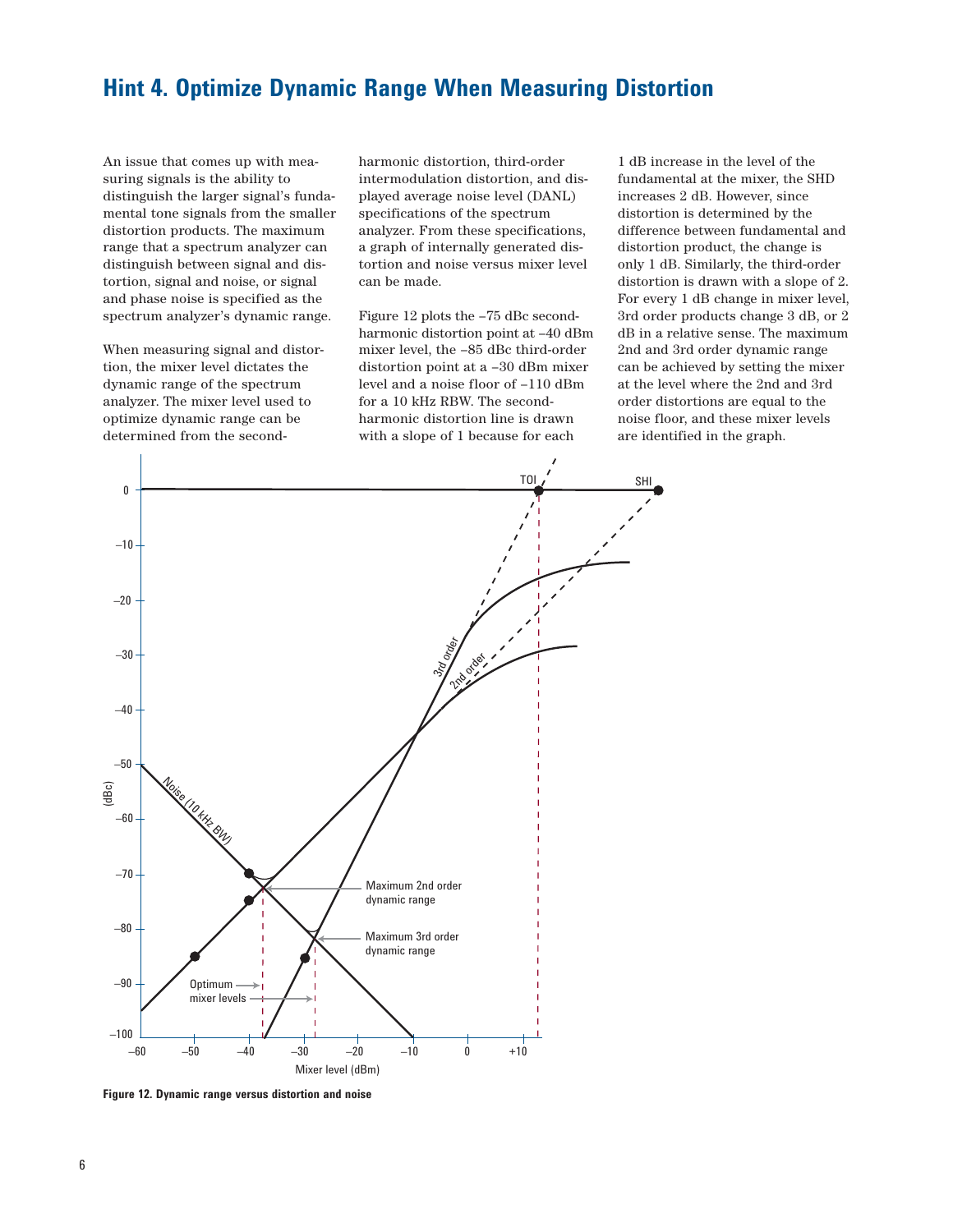# Hint 4. Optimize Dynamic Range When Measuring Distortion

An issue that comes up with measuring signals is the ability to distinguish the larger signal's fundamental tone signals from the smaller distortion products. The maximum range that a spectrum analyzer can distinguish between signal and distortion, signal and noise, or signal and phase noise is specified as the spectrum analyzer's dynamic range.

When measuring signal and distortion, the mixer level dictates the dynamic range of the spectrum analyzer. The mixer level used to optimize dynamic range can be determined from the second-harmonic distortion, third-order intermodulation distortion, and displayed average noise level (DANL) specifications of the spectrum analyzer. From these specifications, a graph of internally generated distortion and noise versus mixer level can be made.

Figure 12 plots the –75 dBc second-harmonic distortion point at –40 dBm mixer level, the –85 dBc third-order distortion point at a –30 dBm mixer level and a noise floor of –110 dBm for a 10 kHz RBW. The second-harmonic distortion line is drawn with a slope of 1 because for each 1 dB increase in the level of the fundamental at the mixer, the SHD increases 2 dB. However, since distortion is determined by the difference between fundamental and distortion product, the change is only 1 dB. Similarly, the third-order distortion is drawn with a slope of 2. For every 1 dB change in mixer level, 3rd order products change 3 dB, or 2 dB in a relative sense. The maximum 2nd and 3rd order dynamic range can be achieved by setting the mixer at the level where the 2nd and 3rd order distortions are equal to the noise floor, and these mixer levels are identified in the graph.

**Figure 12. Dynamic range versus distortion and noise**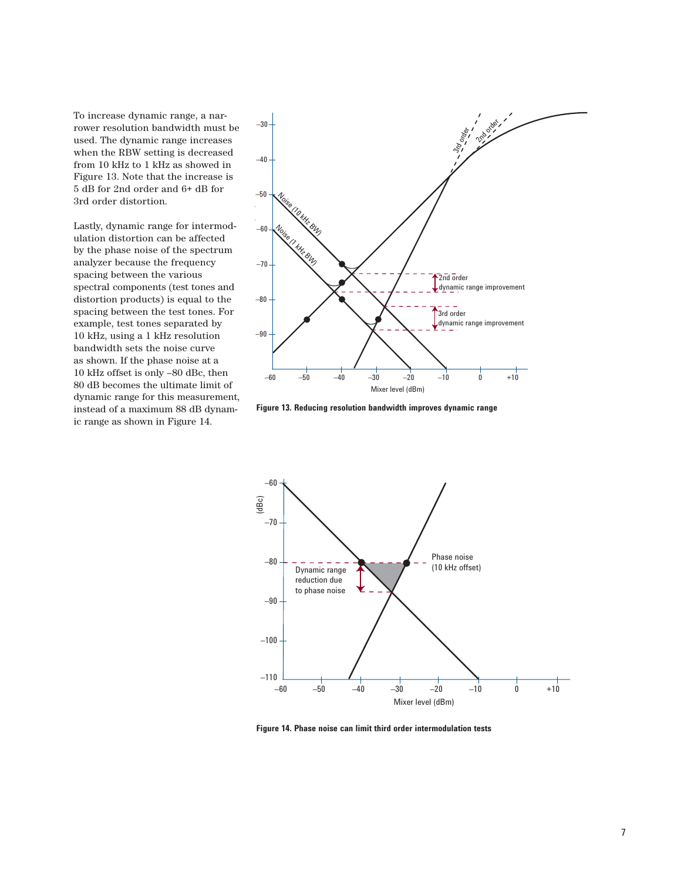To increase dynamic range, a narrower resolution bandwidth must be used. The dynamic range increases when the RBW setting is decreased from 10 kHz to 1 kHz as showed in Figure 13. Note that the increase is 5 dB for 2nd order and 6+ dB for 3rd order distortion.

Lastly, dynamic range for intermodulation distortion can be affected by the phase noise of the spectrum analyzer because the frequency spacing between the various spectral components (test tones and distortion products) is equal to the spacing between the test tones. For example, test tones separated by 10 kHz, using a 1 kHz resolution bandwidth sets the noise curve as shown. If the phase noise at a 10 kHz offset is only –80 dBc, then 80 dB becomes the ultimate limit of dynamic range for this measurement, instead of a maximum 88 dB dynamic range as shown in Figure 14.

**Figure 13. Reducing resolution bandwidth improves dynamic range**

**Figure 14. Phase noise can limit third order intermodulation tests**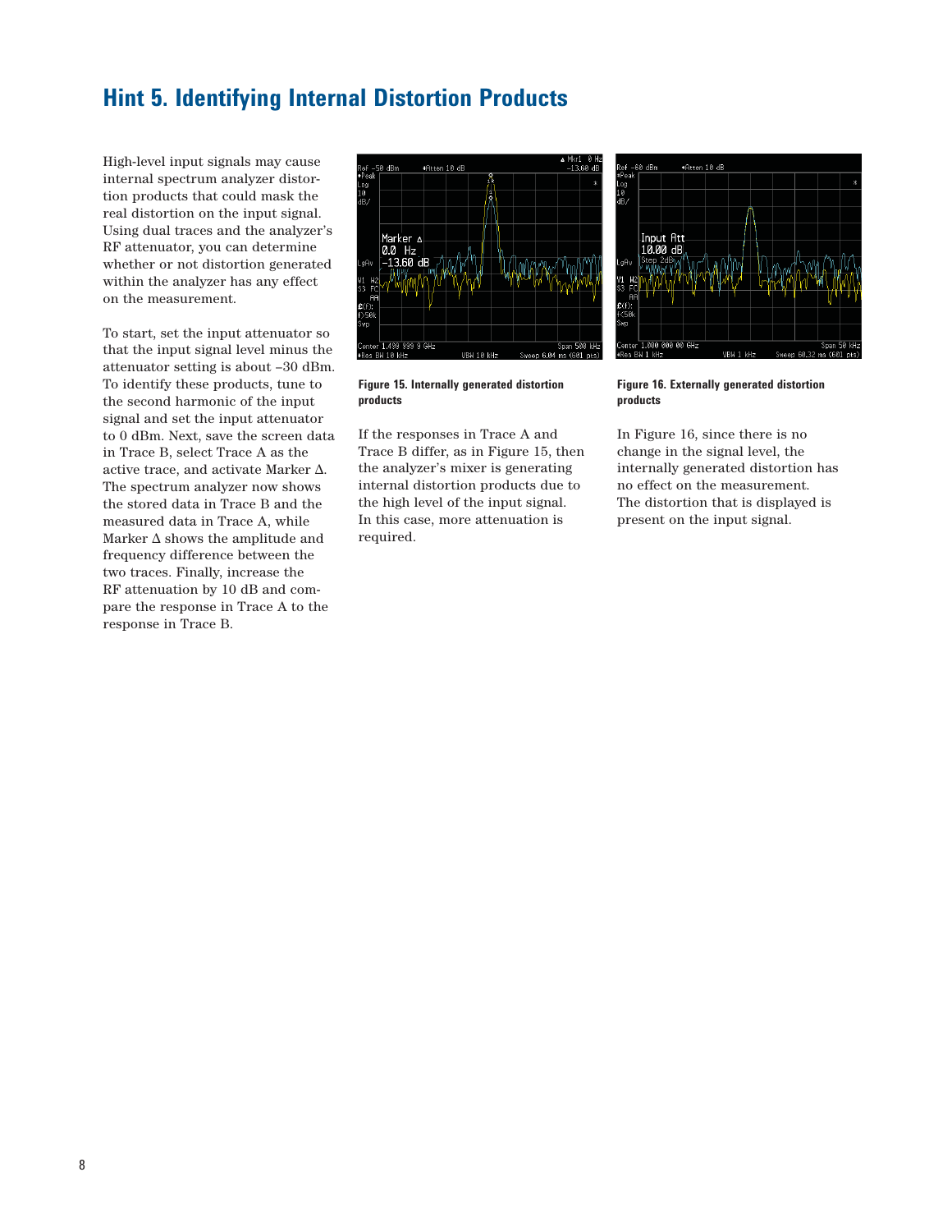## Hint 5. Identifying Internal Distortion Products

High-level input signals may cause internal spectrum analyzer distortion products that could mask the real distortion on the input signal. Using dual traces and the analyzer's RF attenuator, you can determine whether or not distortion generated within the analyzer has any effect on the measurement.

To start, set the input attenuator so that the input signal level minus the attenuator setting is about –30 dBm. To identify these products, tune to the second harmonic of the input signal and set the input attenuator to 0 dBm. Next, save the screen data in Trace B, select Trace A as the active trace, and activate Marker Δ. The spectrum analyzer now shows the stored data in Trace B and the measured data in Trace A, while Marker Δ shows the amplitude and frequency difference between the two traces. Finally, increase the RF attenuation by 10 dB and compare the response in Trace A to the response in Trace B.

**Figure 15. Internally generated distortion products**

If the responses in Trace A and Trace B differ, as in Figure 15, then the analyzer's mixer is generating internal distortion products due to the high level of the input signal. In this case, more attenuation is required.

**Figure 16. Externally generated distortion products**

In Figure 16, since there is no change in the signal level, the internally generated distortion has no effect on the measurement. The distortion that is displayed is present on the input signal.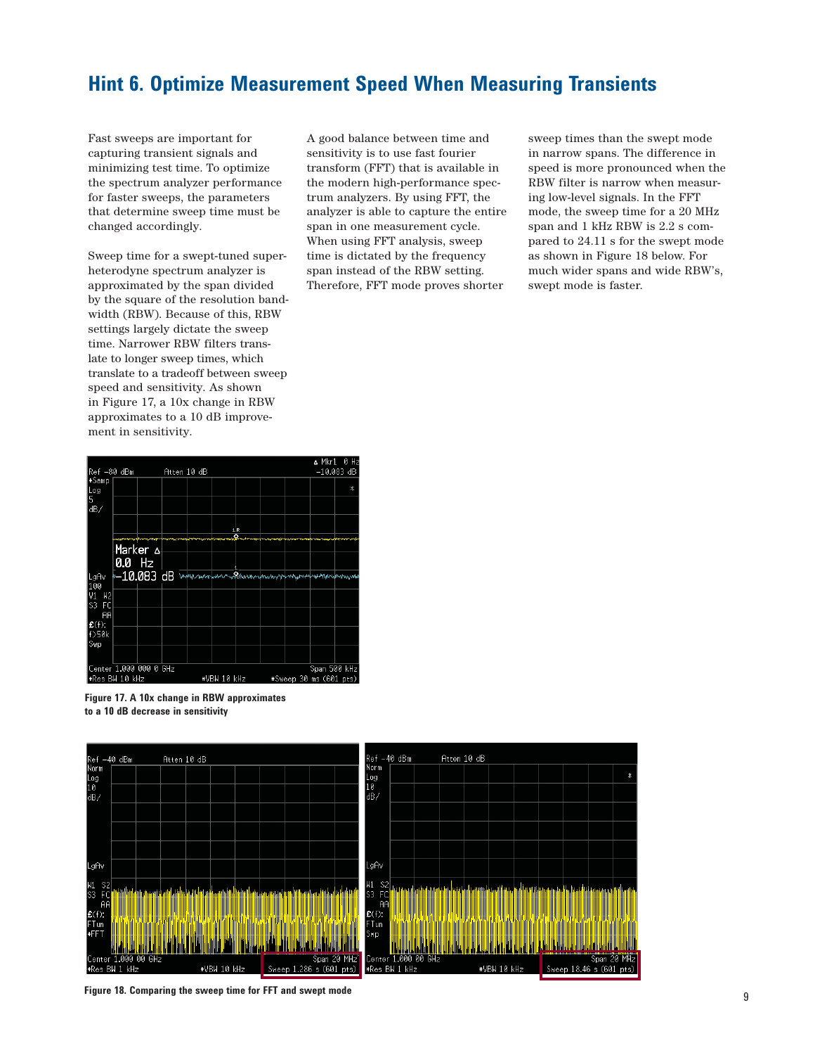## Hint 6. Optimize Measurement Speed When Measuring Transients

Fast sweeps are important for capturing transient signals and minimizing test time. To optimize the spectrum analyzer performance for faster sweeps, the parameters that determine sweep time must be changed accordingly.

Sweep time for a swept-tuned superheterodyne spectrum analyzer is approximated by the span divided by the square of the resolution bandwidth (RBW). Because of this, RBW settings largely dictate the sweep time. Narrower RBW filters translate to longer sweep times, which translate to a tradeoff between sweep speed and sensitivity. As shown in Figure 17, a 10x change in RBW approximates to a 10 dB improvement in sensitivity.

A good balance between time and sensitivity is to use fast fourier transform (FFT) that is available in the modern high-performance spectrum analyzers. By using FFT, the analyzer is able to capture the entire span in one measurement cycle. When using FFT analysis, sweep time is dictated by the frequency span instead of the RBW setting. Therefore, FFT mode proves shorter sweep times than the swept mode in narrow spans. The difference in speed is more pronounced when the RBW filter is narrow when measuring low-level signals. In the FFT mode, the sweep time for a 20 MHz span and 1 kHz RBW is 2.2 s compared to 24.11 s for the swept mode as shown in Figure 18 below. For much wider spans and wide RBW's, swept mode is faster.

**Figure 17. A 10x change in RBW approximates to a 10 dB decrease in sensitivity**

**Figure 18. Comparing the sweep time for FFT and swept mode**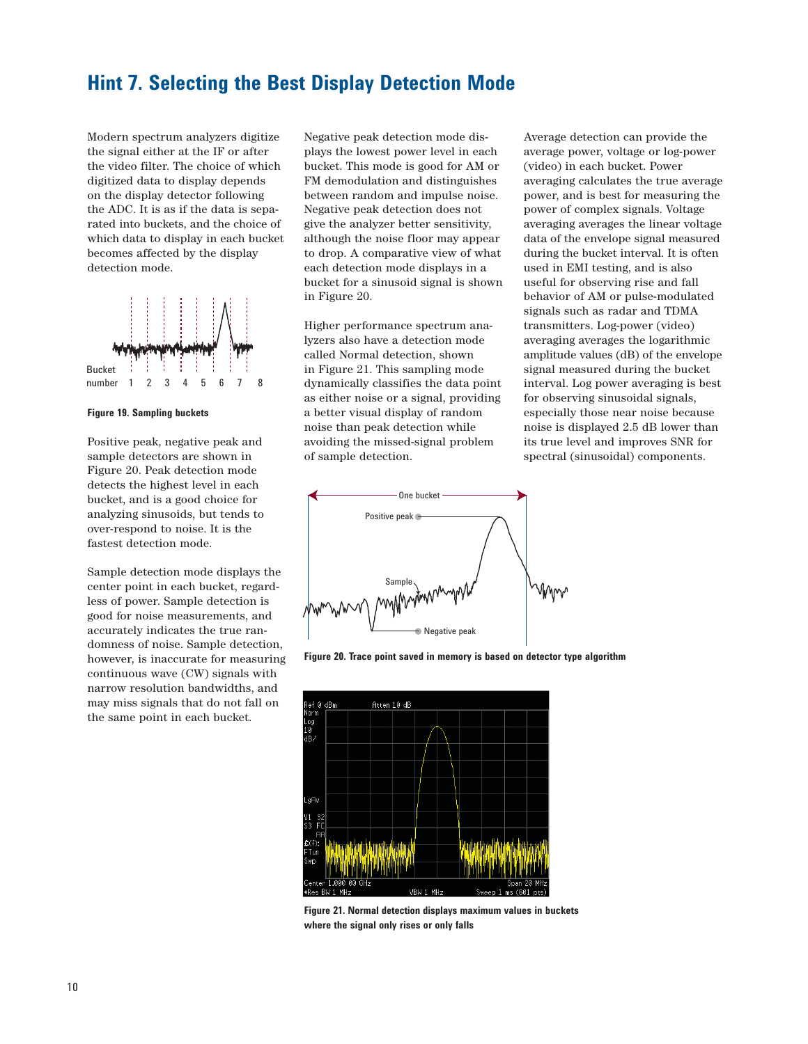# Hint 7. Selecting the Best Display Detection Mode

Modern spectrum analyzers digitize the signal either at the IF or after the video filter. The choice of which digitized data to display depends on the display detector following the ADC. It is as if the data is separated into buckets, and the choice of which data to display in each bucket becomes affected by the display detection mode.

**Figure 19. Sampling buckets**

Positive peak, negative peak and sample detectors are shown in Figure 20. Peak detection mode detects the highest level in each bucket, and is a good choice for analyzing sinusoids, but tends to over-respond to noise. It is the fastest detection mode.

Sample detection mode displays the center point in each bucket, regardless of power. Sample detection is good for noise measurements, and accurately indicates the true randomness of noise. Sample detection, however, is inaccurate for measuring continuous wave (CW) signals with narrow resolution bandwidths, and may miss signals that do not fall on the same point in each bucket.

Negative peak detection mode displays the lowest power level in each bucket. This mode is good for AM or FM demodulation and distinguishes between random and impulse noise. Negative peak detection does not give the analyzer better sensitivity, although the noise floor may appear to drop. A comparative view of what each detection mode displays in a bucket for a sinusoid signal is shown in Figure 20.

Higher performance spectrum analyzers also have a detection mode called Normal detection, shown in Figure 21. This sampling mode dynamically classifies the data point as either noise or a signal, providing a better visual display of random noise than peak detection while avoiding the missed-signal problem of sample detection.

Average detection can provide the average power, voltage or log-power (video) in each bucket. Power averaging calculates the true average power, and is best for measuring the power of complex signals. Voltage averaging averages the linear voltage data of the envelope signal measured during the bucket interval. It is often used in EMI testing, and is also useful for observing rise and fall behavior of AM or pulse-modulated signals such as radar and TDMA transmitters. Log-power (video) averaging averages the logarithmic amplitude values (dB) of the envelope signal measured during the bucket interval. Log power averaging is best for observing sinusoidal signals, especially those near noise because noise is displayed 2.5 dB lower than its true level and improves SNR for spectral (sinusoidal) components.

**Figure 20. Trace point saved in memory is based on detector type algorithm**

**Figure 21. Normal detection displays maximum values in buckets where the signal only rises or only falls**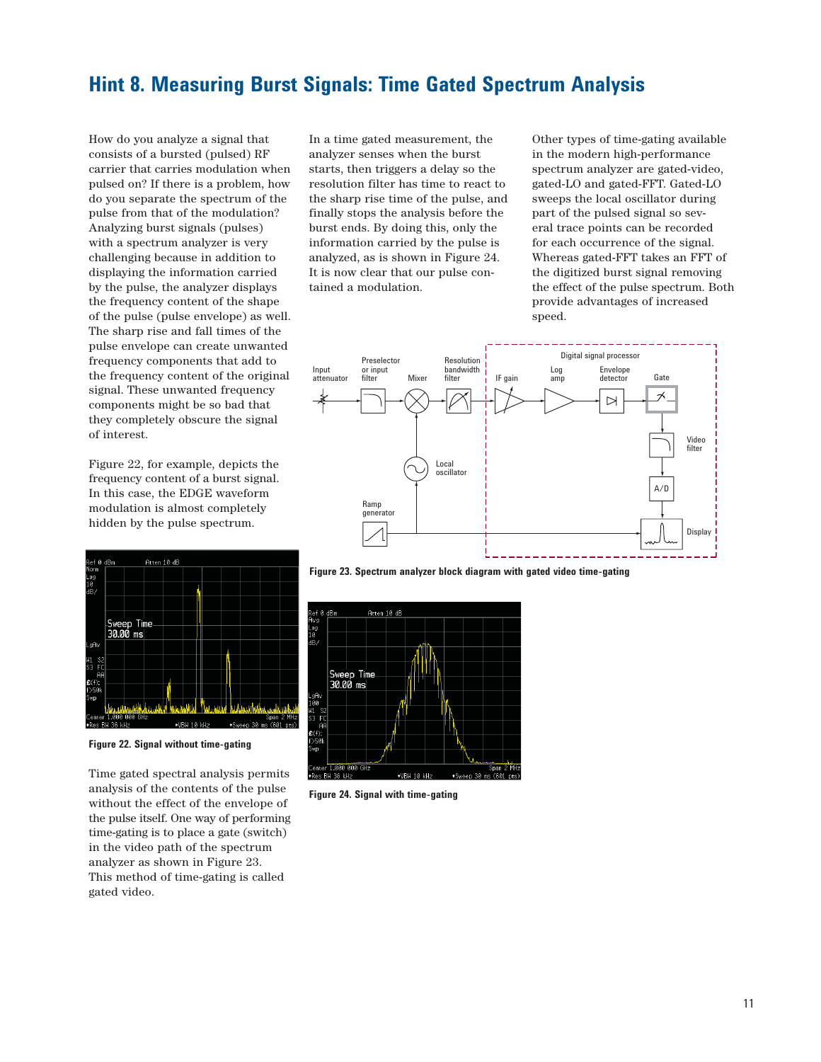# Hint 8. Measuring Burst Signals: Time Gated Spectrum Analysis

How do you analyze a signal that consists of a bursted (pulsed) RF carrier that carries modulation when pulsed on? If there is a problem, how do you separate the spectrum of the pulse from that of the modulation? Analyzing burst signals (pulses) with a spectrum analyzer is very challenging because in addition to displaying the information carried by the pulse, the analyzer displays the frequency content of the shape of the pulse (pulse envelope) as well. The sharp rise and fall times of the pulse envelope can create unwanted frequency components that add to the frequency content of the original signal. These unwanted frequency components might be so bad that they completely obscure the signal of interest.

Figure 22, for example, depicts the frequency content of a burst signal. In this case, the EDGE waveform modulation is almost completely hidden by the pulse spectrum.

Figure 22. Signal without time-gating

Time gated spectral analysis permits analysis of the contents of the pulse without the effect of the envelope of the pulse itself. One way of performing time-gating is to place a gate (switch) in the video path of the spectrum analyzer as shown in Figure 23. This method of time-gating is called gated video.

In a time gated measurement, the analyzer senses when the burst starts, then triggers a delay so the resolution filter has time to react to the sharp rise time of the pulse, and finally stops the analysis before the burst ends. By doing this, only the information carried by the pulse is analyzed, as is shown in Figure 24. It is now clear that our pulse contained a modulation.

Other types of time-gating available in the modern high-performance spectrum analyzer are gated-video, gated-LO and gated-FFT. Gated-LO sweeps the local oscillator during part of the pulsed signal so several trace points can be recorded for each occurrence of the signal. Whereas gated-FFT takes an FFT of the digitized burst signal removing the effect of the pulse spectrum. Both provide advantages of increased speed.

Figure 23. Spectrum analyzer block diagram with gated video time-gating

Figure 24. Signal with time-gating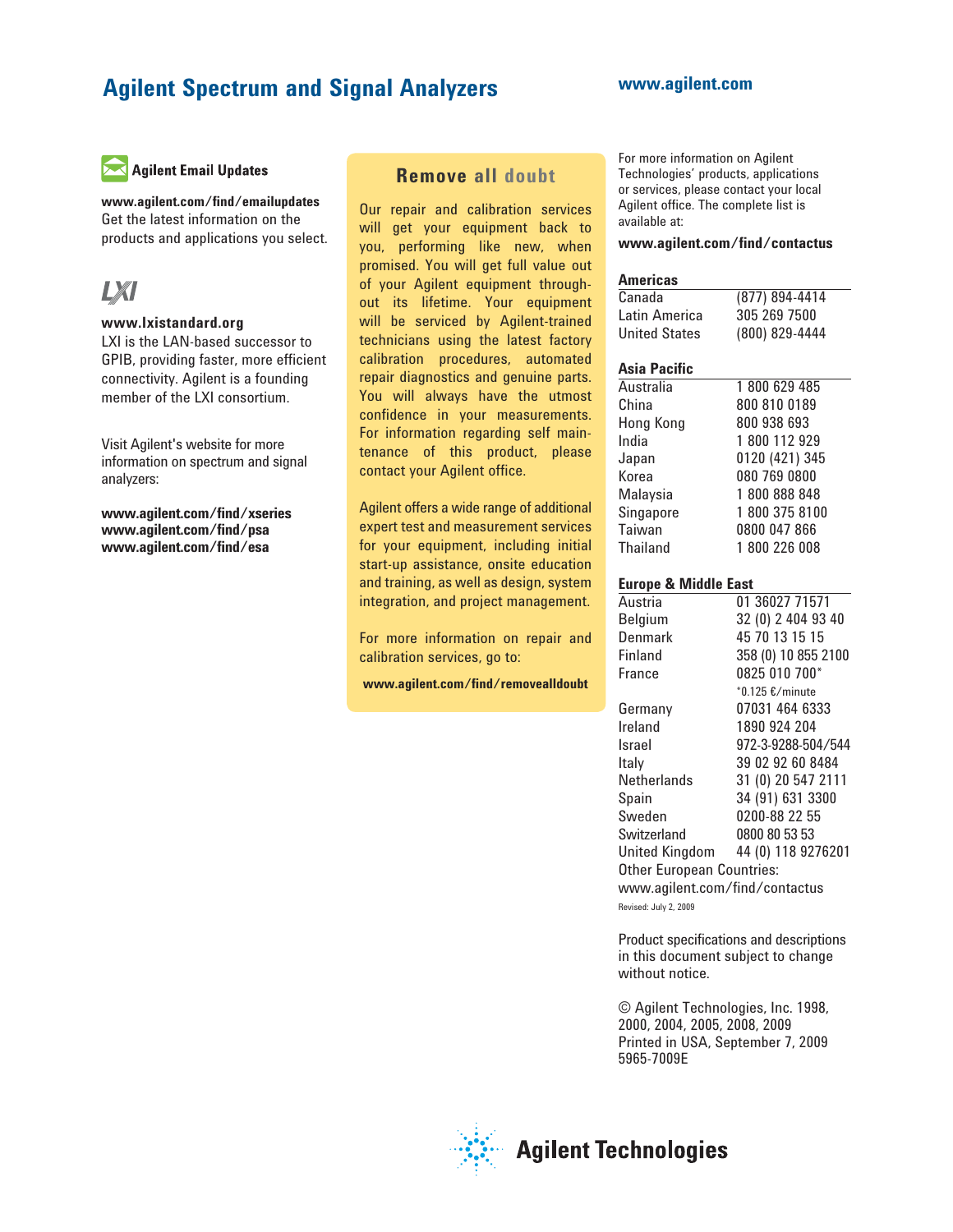# Agilent Spectrum and Signal Analyzers

www.agilent.com

**Agilent Email Updates**

**www.agilent.com/find/emailupdates**
Get the latest information on the products and applications you select.

LXI

**www.lxistandard.org**
LXI is the LAN-based successor to GPIB, providing faster, more efficient connectivity. Agilent is a founding member of the LXI consortium.

Visit Agilent's website for more information on spectrum and signal analyzers:

**www.agilent.com/find/xseries**
**www.agilent.com/find/psa**
**www.agilent.com/find/esa**

## Remove all doubt

Our repair and calibration services will get your equipment back to you, performing like new, when promised. You will get full value out of your Agilent equipment throughout its lifetime. Your equipment will be serviced by Agilent-trained technicians using the latest factory calibration procedures, automated repair diagnostics and genuine parts. You will always have the utmost confidence in your measurements. For information regarding self maintenance of this product, please contact your Agilent office.

Agilent offers a wide range of additional expert test and measurement services for your equipment, including initial start-up assistance, onsite education and training, as well as design, system integration, and project management.

For more information on repair and calibration services, go to:

**www.agilent.com/find/removealldoubt**

For more information on Agilent Technologies' products, applications or services, please contact your local Agilent office. The complete list is available at:

**www.agilent.com/find/contactus**

**Americas**

| | |
|---|---|
| Canada | (877) 894-4414 |
| Latin America | 305 269 7500 |
| United States | (800) 829-4444 |

**Asia Pacific**

| | |
|---|---|
| Australia | 1 800 629 485 |
| China | 800 810 0189 |
| Hong Kong | 800 938 693 |
| India | 1 800 112 929 |
| Japan | 0120 (421) 345 |
| Korea | 080 769 0800 |
| Malaysia | 1 800 888 848 |
| Singapore | 1 800 375 8100 |
| Taiwan | 0800 047 866 |
| Thailand | 1 800 226 008 |

**Europe & Middle East**

| | |
|---|---|
| Austria | 01 36027 71571 |
| Belgium | 32 (0) 2 404 93 40 |
| Denmark | 45 70 13 15 15 |
| Finland | 358 (0) 10 855 2100 |
| France | 0825 010 700* |
| | *0.125 €/minute |
| Germany | 07031 464 6333 |
| Ireland | 1890 924 204 |
| Israel | 972-3-9288-504/544 |
| Italy | 39 02 92 60 8484 |
| Netherlands | 31 (0) 20 547 2111 |
| Spain | 34 (91) 631 3300 |
| Sweden | 0200-88 22 55 |
| Switzerland | 0800 80 53 53 |
| United Kingdom | 44 (0) 118 9276201 |

Other European Countries:
www.agilent.com/find/contactus

Revised: July 2, 2009

Product specifications and descriptions in this document subject to change without notice.

© Agilent Technologies, Inc. 1998, 2000, 2004, 2005, 2008, 2009
Printed in USA, September 7, 2009
5965-7009E

Agilent Technologies